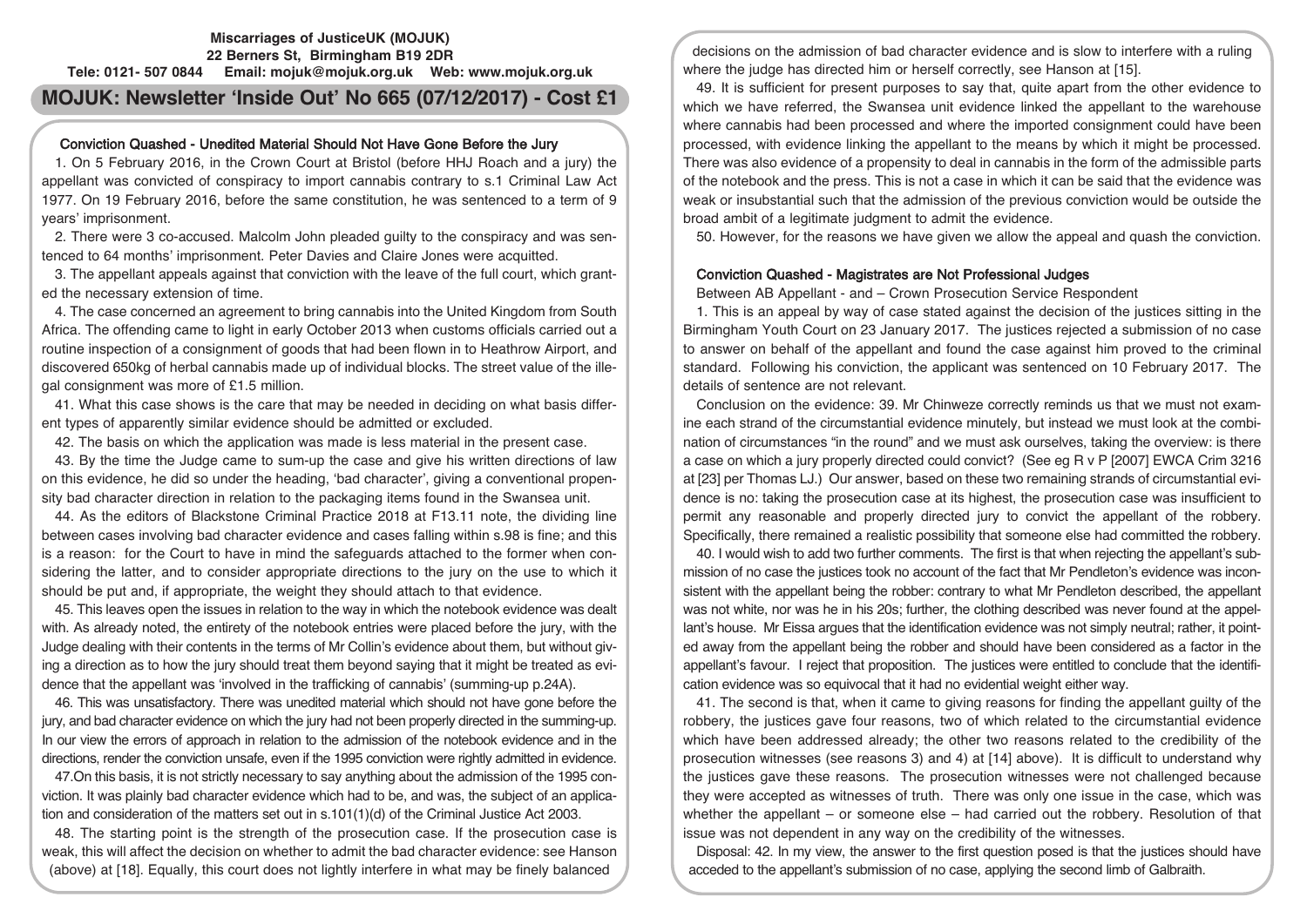**Miscarriages of JusticeUK (MOJUK)**
**22 Berners St, Birmingham B19 2DR**
**Tele: 0121- 507 0844 Email: mojuk@mojuk.org.uk Web: www.mojuk.org.uk**

# MOJUK: Newsletter 'Inside Out' No 665 (07/12/2017) - Cost £1

## Conviction Quashed - Unedited Material Should Not Have Gone Before the Jury

1. On 5 February 2016, in the Crown Court at Bristol (before HHJ Roach and a jury) the appellant was convicted of conspiracy to import cannabis contrary to s.1 Criminal Law Act 1977. On 19 February 2016, before the same constitution, he was sentenced to a term of 9 years' imprisonment.

2. There were 3 co-accused. Malcolm John pleaded guilty to the conspiracy and was sentenced to 64 months' imprisonment. Peter Davies and Claire Jones were acquitted.

3. The appellant appeals against that conviction with the leave of the full court, which granted the necessary extension of time.

4. The case concerned an agreement to bring cannabis into the United Kingdom from South Africa. The offending came to light in early October 2013 when customs officials carried out a routine inspection of a consignment of goods that had been flown in to Heathrow Airport, and discovered 650kg of herbal cannabis made up of individual blocks. The street value of the illegal consignment was more of £1.5 million.

41. What this case shows is the care that may be needed in deciding on what basis different types of apparently similar evidence should be admitted or excluded.

42. The basis on which the application was made is less material in the present case.

43. By the time the Judge came to sum-up the case and give his written directions of law on this evidence, he did so under the heading, 'bad character', giving a conventional propensity bad character direction in relation to the packaging items found in the Swansea unit.

44. As the editors of Blackstone Criminal Practice 2018 at F13.11 note, the dividing line between cases involving bad character evidence and cases falling within s.98 is fine; and this is a reason: for the Court to have in mind the safeguards attached to the former when considering the latter, and to consider appropriate directions to the jury on the use to which it should be put and, if appropriate, the weight they should attach to that evidence.

45. This leaves open the issues in relation to the way in which the notebook evidence was dealt with. As already noted, the entirety of the notebook entries were placed before the jury, with the Judge dealing with their contents in the terms of Mr Collin's evidence about them, but without giving a direction as to how the jury should treat them beyond saying that it might be treated as evidence that the appellant was 'involved in the trafficking of cannabis' (summing-up p.24A).

46. This was unsatisfactory. There was unedited material which should not have gone before the jury, and bad character evidence on which the jury had not been properly directed in the summing-up. In our view the errors of approach in relation to the admission of the notebook evidence and in the directions, render the conviction unsafe, even if the 1995 conviction were rightly admitted in evidence.

47.On this basis, it is not strictly necessary to say anything about the admission of the 1995 conviction. It was plainly bad character evidence which had to be, and was, the subject of an application and consideration of the matters set out in s.101(1)(d) of the Criminal Justice Act 2003.

48. The starting point is the strength of the prosecution case. If the prosecution case is weak, this will affect the decision on whether to admit the bad character evidence: see Hanson (above) at [18]. Equally, this court does not lightly interfere in what may be finely balanced decisions on the admission of bad character evidence and is slow to interfere with a ruling where the judge has directed him or herself correctly, see Hanson at [15].

49. It is sufficient for present purposes to say that, quite apart from the other evidence to which we have referred, the Swansea unit evidence linked the appellant to the warehouse where cannabis had been processed and where the imported consignment could have been processed, with evidence linking the appellant to the means by which it might be processed. There was also evidence of a propensity to deal in cannabis in the form of the admissible parts of the notebook and the press. This is not a case in which it can be said that the evidence was weak or insubstantial such that the admission of the previous conviction would be outside the broad ambit of a legitimate judgment to admit the evidence.

50. However, for the reasons we have given we allow the appeal and quash the conviction.

## Conviction Quashed - Magistrates are Not Professional Judges

Between AB Appellant - and – Crown Prosecution Service Respondent

1. This is an appeal by way of case stated against the decision of the justices sitting in the Birmingham Youth Court on 23 January 2017. The justices rejected a submission of no case to answer on behalf of the appellant and found the case against him proved to the criminal standard. Following his conviction, the applicant was sentenced on 10 February 2017. The details of sentence are not relevant.

Conclusion on the evidence: 39. Mr Chinweze correctly reminds us that we must not examine each strand of the circumstantial evidence minutely, but instead we must look at the combination of circumstances "in the round" and we must ask ourselves, taking the overview: is there a case on which a jury properly directed could convict? (See eg R v P [2007] EWCA Crim 3216 at [23] per Thomas LJ.) Our answer, based on these two remaining strands of circumstantial evidence is no: taking the prosecution case at its highest, the prosecution case was insufficient to permit any reasonable and properly directed jury to convict the appellant of the robbery. Specifically, there remained a realistic possibility that someone else had committed the robbery.

40. I would wish to add two further comments. The first is that when rejecting the appellant's submission of no case the justices took no account of the fact that Mr Pendleton's evidence was inconsistent with the appellant being the robber: contrary to what Mr Pendleton described, the appellant was not white, nor was he in his 20s; further, the clothing described was never found at the appellant's house. Mr Eissa argues that the identification evidence was not simply neutral; rather, it pointed away from the appellant being the robber and should have been considered as a factor in the appellant's favour. I reject that proposition. The justices were entitled to conclude that the identification evidence was so equivocal that it had no evidential weight either way.

41. The second is that, when it came to giving reasons for finding the appellant guilty of the robbery, the justices gave four reasons, two of which related to the circumstantial evidence which have been addressed already; the other two reasons related to the credibility of the prosecution witnesses (see reasons 3) and 4) at [14] above). It is difficult to understand why the justices gave these reasons. The prosecution witnesses were not challenged because they were accepted as witnesses of truth. There was only one issue in the case, which was whether the appellant – or someone else – had carried out the robbery. Resolution of that issue was not dependent in any way on the credibility of the witnesses.

Disposal: 42. In my view, the answer to the first question posed is that the justices should have acceded to the appellant's submission of no case, applying the second limb of Galbraith.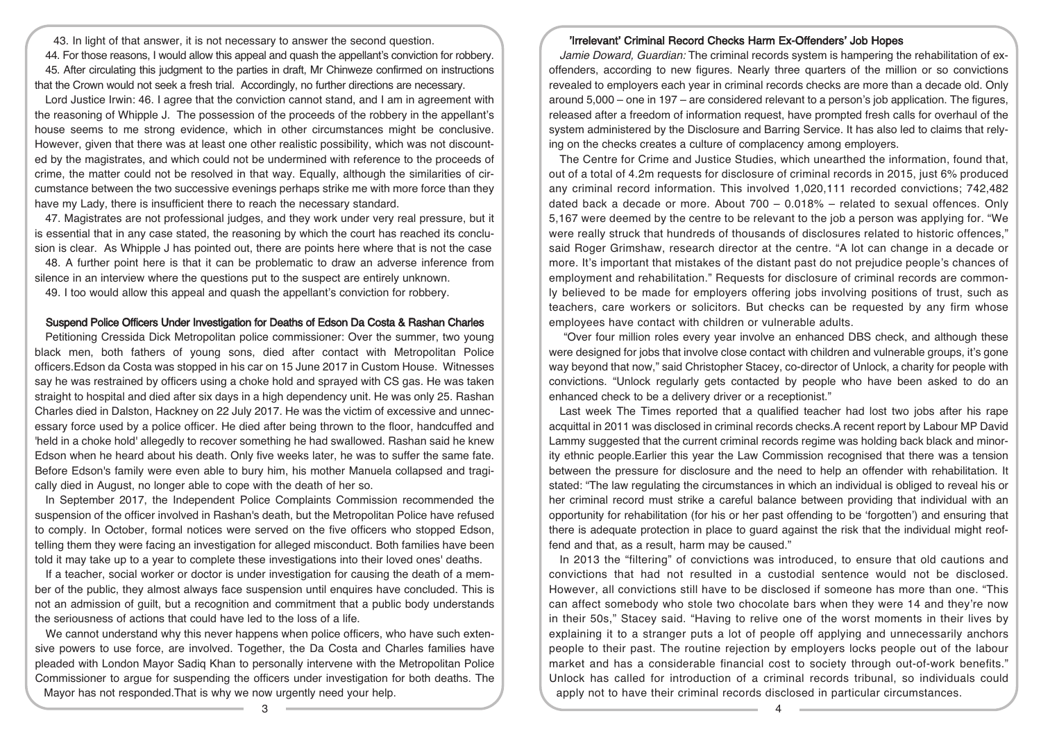43. In light of that answer, it is not necessary to answer the second question.

44. For those reasons, I would allow this appeal and quash the appellant's conviction for robbery.

45. After circulating this judgment to the parties in draft, Mr Chinweze confirmed on instructions that the Crown would not seek a fresh trial. Accordingly, no further directions are necessary.

Lord Justice Irwin: 46. I agree that the conviction cannot stand, and I am in agreement with the reasoning of Whipple J. The possession of the proceeds of the robbery in the appellant's house seems to me strong evidence, which in other circumstances might be conclusive. However, given that there was at least one other realistic possibility, which was not discounted by the magistrates, and which could not be undermined with reference to the proceeds of crime, the matter could not be resolved in that way. Equally, although the similarities of circumstance between the two successive evenings perhaps strike me with more force than they have my Lady, there is insufficient there to reach the necessary standard.

47. Magistrates are not professional judges, and they work under very real pressure, but it is essential that in any case stated, the reasoning by which the court has reached its conclusion is clear. As Whipple J has pointed out, there are points here where that is not the case

48. A further point here is that it can be problematic to draw an adverse inference from silence in an interview where the questions put to the suspect are entirely unknown.

49. I too would allow this appeal and quash the appellant's conviction for robbery.

## Suspend Police Officers Under Investigation for Deaths of Edson Da Costa & Rashan Charles

Petitioning Cressida Dick Metropolitan police commissioner: Over the summer, two young black men, both fathers of young sons, died after contact with Metropolitan Police officers.Edson da Costa was stopped in his car on 15 June 2017 in Custom House. Witnesses say he was restrained by officers using a choke hold and sprayed with CS gas. He was taken straight to hospital and died after six days in a high dependency unit. He was only 25. Rashan Charles died in Dalston, Hackney on 22 July 2017. He was the victim of excessive and unnecessary force used by a police officer. He died after being thrown to the floor, handcuffed and 'held in a choke hold' allegedly to recover something he had swallowed. Rashan said he knew Edson when he heard about his death. Only five weeks later, he was to suffer the same fate. Before Edson's family were even able to bury him, his mother Manuela collapsed and tragically died in August, no longer able to cope with the death of her so.

In September 2017, the Independent Police Complaints Commission recommended the suspension of the officer involved in Rashan's death, but the Metropolitan Police have refused to comply. In October, formal notices were served on the five officers who stopped Edson, telling them they were facing an investigation for alleged misconduct. Both families have been told it may take up to a year to complete these investigations into their loved ones' deaths.

If a teacher, social worker or doctor is under investigation for causing the death of a member of the public, they almost always face suspension until enquires have concluded. This is not an admission of guilt, but a recognition and commitment that a public body understands the seriousness of actions that could have led to the loss of a life.

We cannot understand why this never happens when police officers, who have such extensive powers to use force, are involved. Together, the Da Costa and Charles families have pleaded with London Mayor Sadiq Khan to personally intervene with the Metropolitan Police Commissioner to argue for suspending the officers under investigation for both deaths. The Mayor has not responded.That is why we now urgently need your help.

## 'Irrelevant' Criminal Record Checks Harm Ex-Offenders' Job Hopes

*Jamie Doward, Guardian:* The criminal records system is hampering the rehabilitation of ex-offenders, according to new figures. Nearly three quarters of the million or so convictions revealed to employers each year in criminal records checks are more than a decade old. Only around 5,000 – one in 197 – are considered relevant to a person's job application. The figures, released after a freedom of information request, have prompted fresh calls for overhaul of the system administered by the Disclosure and Barring Service. It has also led to claims that relying on the checks creates a culture of complacency among employers.

The Centre for Crime and Justice Studies, which unearthed the information, found that, out of a total of 4.2m requests for disclosure of criminal records in 2015, just 6% produced any criminal record information. This involved 1,020,111 recorded convictions; 742,482 dated back a decade or more. About 700 – 0.018% – related to sexual offences. Only 5,167 were deemed by the centre to be relevant to the job a person was applying for. "We were really struck that hundreds of thousands of disclosures related to historic offences," said Roger Grimshaw, research director at the centre. "A lot can change in a decade or more. It's important that mistakes of the distant past do not prejudice people's chances of employment and rehabilitation." Requests for disclosure of criminal records are commonly believed to be made for employers offering jobs involving positions of trust, such as teachers, care workers or solicitors. But checks can be requested by any firm whose employees have contact with children or vulnerable adults.

"Over four million roles every year involve an enhanced DBS check, and although these were designed for jobs that involve close contact with children and vulnerable groups, it's gone way beyond that now," said Christopher Stacey, co-director of Unlock, a charity for people with convictions. "Unlock regularly gets contacted by people who have been asked to do an enhanced check to be a delivery driver or a receptionist."

Last week The Times reported that a qualified teacher had lost two jobs after his rape acquittal in 2011 was disclosed in criminal records checks.A recent report by Labour MP David Lammy suggested that the current criminal records regime was holding back black and minority ethnic people.Earlier this year the Law Commission recognised that there was a tension between the pressure for disclosure and the need to help an offender with rehabilitation. It stated: "The law regulating the circumstances in which an individual is obliged to reveal his or her criminal record must strike a careful balance between providing that individual with an opportunity for rehabilitation (for his or her past offending to be 'forgotten') and ensuring that there is adequate protection in place to guard against the risk that the individual might reoffend and that, as a result, harm may be caused."

In 2013 the "filtering" of convictions was introduced, to ensure that old cautions and convictions that had not resulted in a custodial sentence would not be disclosed. However, all convictions still have to be disclosed if someone has more than one. "This can affect somebody who stole two chocolate bars when they were 14 and they're now in their 50s," Stacey said. "Having to relive one of the worst moments in their lives by explaining it to a stranger puts a lot of people off applying and unnecessarily anchors people to their past. The routine rejection by employers locks people out of the labour market and has a considerable financial cost to society through out-of-work benefits." Unlock has called for introduction of a criminal records tribunal, so individuals could apply not to have their criminal records disclosed in particular circumstances.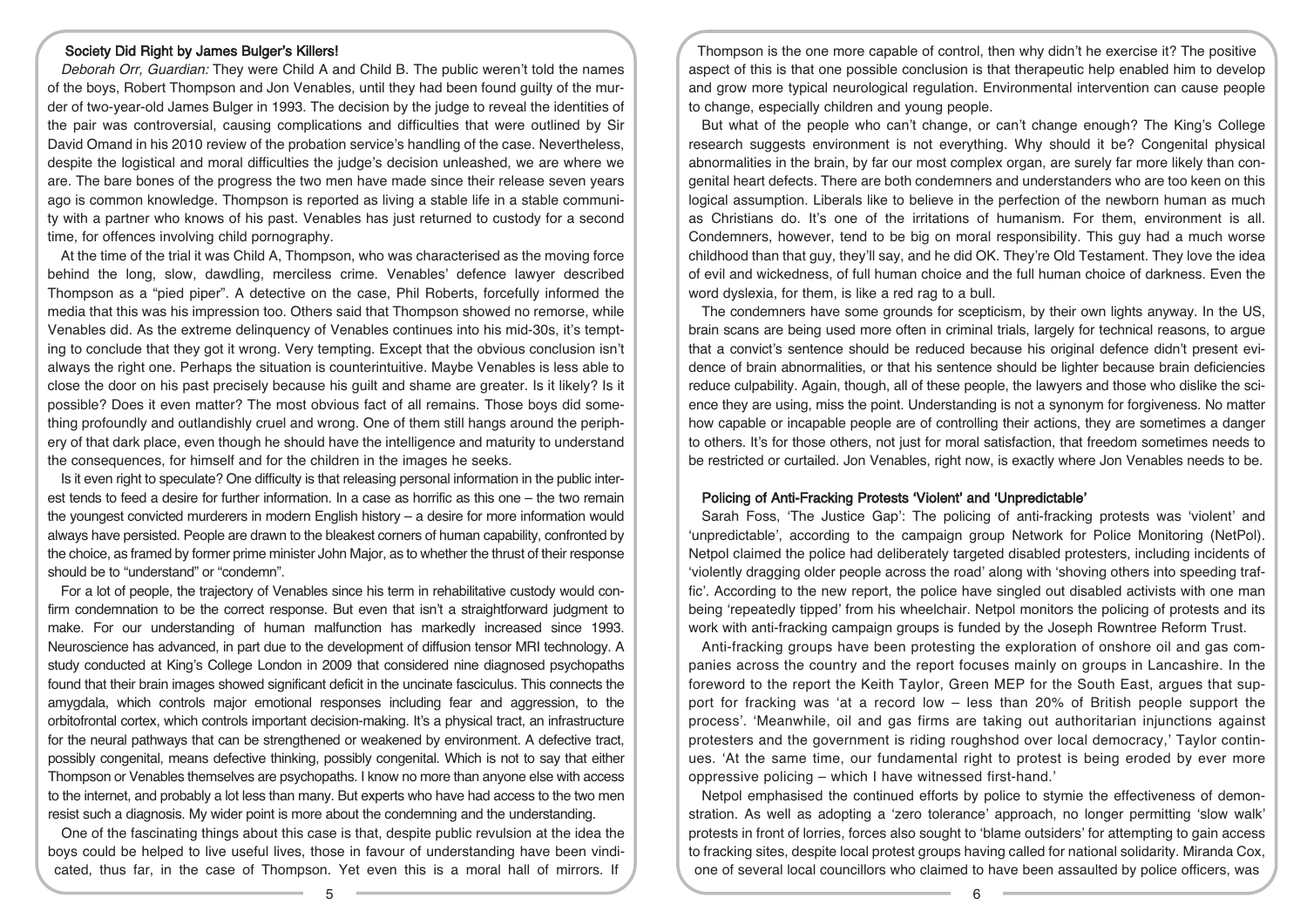## Society Did Right by James Bulger's Killers!

*Deborah Orr, Guardian:* They were Child A and Child B. The public weren't told the names of the boys, Robert Thompson and Jon Venables, until they had been found guilty of the murder of two-year-old James Bulger in 1993. The decision by the judge to reveal the identities of the pair was controversial, causing complications and difficulties that were outlined by Sir David Omand in his 2010 review of the probation service's handling of the case. Nevertheless, despite the logistical and moral difficulties the judge's decision unleashed, we are where we are. The bare bones of the progress the two men have made since their release seven years ago is common knowledge. Thompson is reported as living a stable life in a stable community with a partner who knows of his past. Venables has just returned to custody for a second time, for offences involving child pornography.

At the time of the trial it was Child A, Thompson, who was characterised as the moving force behind the long, slow, dawdling, merciless crime. Venables' defence lawyer described Thompson as a "pied piper". A detective on the case, Phil Roberts, forcefully informed the media that this was his impression too. Others said that Thompson showed no remorse, while Venables did. As the extreme delinquency of Venables continues into his mid-30s, it's tempting to conclude that they got it wrong. Very tempting. Except that the obvious conclusion isn't always the right one. Perhaps the situation is counterintuitive. Maybe Venables is less able to close the door on his past precisely because his guilt and shame are greater. Is it likely? Is it possible? Does it even matter? The most obvious fact of all remains. Those boys did something profoundly and outlandishly cruel and wrong. One of them still hangs around the periphery of that dark place, even though he should have the intelligence and maturity to understand the consequences, for himself and for the children in the images he seeks.

Is it even right to speculate? One difficulty is that releasing personal information in the public interest tends to feed a desire for further information. In a case as horrific as this one – the two remain the youngest convicted murderers in modern English history – a desire for more information would always have persisted. People are drawn to the bleakest corners of human capability, confronted by the choice, as framed by former prime minister John Major, as to whether the thrust of their response should be to "understand" or "condemn".

For a lot of people, the trajectory of Venables since his term in rehabilitative custody would confirm condemnation to be the correct response. But even that isn't a straightforward judgment to make. For our understanding of human malfunction has markedly increased since 1993. Neuroscience has advanced, in part due to the development of diffusion tensor MRI technology. A study conducted at King's College London in 2009 that considered nine diagnosed psychopaths found that their brain images showed significant deficit in the uncinate fasciculus. This connects the amygdala, which controls major emotional responses including fear and aggression, to the orbitofrontal cortex, which controls important decision-making. It's a physical tract, an infrastructure for the neural pathways that can be strengthened or weakened by environment. A defective tract, possibly congenital, means defective thinking, possibly congenital. Which is not to say that either Thompson or Venables themselves are psychopaths. I know no more than anyone else with access to the internet, and probably a lot less than many. But experts who have had access to the two men resist such a diagnosis. My wider point is more about the condemning and the understanding.

One of the fascinating things about this case is that, despite public revulsion at the idea the boys could be helped to live useful lives, those in favour of understanding have been vindicated, thus far, in the case of Thompson. Yet even this is a moral hall of mirrors. If Thompson is the one more capable of control, then why didn't he exercise it? The positive aspect of this is that one possible conclusion is that therapeutic help enabled him to develop and grow more typical neurological regulation. Environmental intervention can cause people to change, especially children and young people.

But what of the people who can't change, or can't change enough? The King's College research suggests environment is not everything. Why should it be? Congenital physical abnormalities in the brain, by far our most complex organ, are surely far more likely than congenital heart defects. There are both condemners and understanders who are too keen on this logical assumption. Liberals like to believe in the perfection of the newborn human as much as Christians do. It's one of the irritations of humanism. For them, environment is all. Condemners, however, tend to be big on moral responsibility. This guy had a much worse childhood than that guy, they'll say, and he did OK. They're Old Testament. They love the idea of evil and wickedness, of full human choice and the full human choice of darkness. Even the word dyslexia, for them, is like a red rag to a bull.

The condemners have some grounds for scepticism, by their own lights anyway. In the US, brain scans are being used more often in criminal trials, largely for technical reasons, to argue that a convict's sentence should be reduced because his original defence didn't present evidence of brain abnormalities, or that his sentence should be lighter because brain deficiencies reduce culpability. Again, though, all of these people, the lawyers and those who dislike the science they are using, miss the point. Understanding is not a synonym for forgiveness. No matter how capable or incapable people are of controlling their actions, they are sometimes a danger to others. It's for those others, not just for moral satisfaction, that freedom sometimes needs to be restricted or curtailed. Jon Venables, right now, is exactly where Jon Venables needs to be.

## Policing of Anti-Fracking Protests 'Violent' and 'Unpredictable'

Sarah Foss, 'The Justice Gap': The policing of anti-fracking protests was 'violent' and 'unpredictable', according to the campaign group Network for Police Monitoring (NetPol). Netpol claimed the police had deliberately targeted disabled protesters, including incidents of 'violently dragging older people across the road' along with 'shoving others into speeding traffic'. According to the new report, the police have singled out disabled activists with one man being 'repeatedly tipped' from his wheelchair. Netpol monitors the policing of protests and its work with anti-fracking campaign groups is funded by the Joseph Rowntree Reform Trust.

Anti-fracking groups have been protesting the exploration of onshore oil and gas companies across the country and the report focuses mainly on groups in Lancashire. In the foreword to the report the Keith Taylor, Green MEP for the South East, argues that support for fracking was 'at a record low – less than 20% of British people support the process'. 'Meanwhile, oil and gas firms are taking out authoritarian injunctions against protesters and the government is riding roughshod over local democracy,' Taylor continues. 'At the same time, our fundamental right to protest is being eroded by ever more oppressive policing – which I have witnessed first-hand.'

Netpol emphasised the continued efforts by police to stymie the effectiveness of demonstration. As well as adopting a 'zero tolerance' approach, no longer permitting 'slow walk' protests in front of lorries, forces also sought to 'blame outsiders' for attempting to gain access to fracking sites, despite local protest groups having called for national solidarity. Miranda Cox, one of several local councillors who claimed to have been assaulted by police officers, was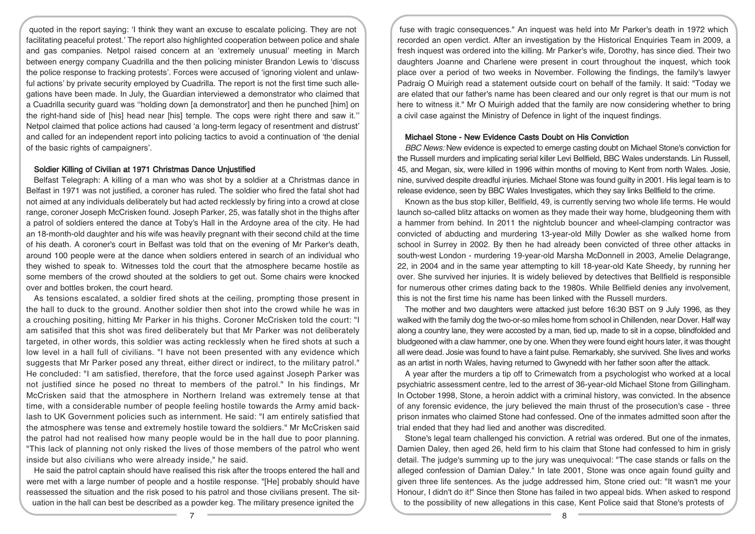quoted in the report saying: 'I think they want an excuse to escalate policing. They are not facilitating peaceful protest.' The report also highlighted cooperation between police and shale and gas companies. Netpol raised concern at an 'extremely unusual' meeting in March between energy company Cuadrilla and the then policing minister Brandon Lewis to 'discuss the police response to fracking protests'. Forces were accused of 'ignoring violent and unlawful actions' by private security employed by Cuadrilla. The report is not the first time such allegations have been made. In July, the Guardian interviewed a demonstrator who claimed that a Cuadrilla security guard was ''holding down [a demonstrator] and then he punched [him] on the right-hand side of [his] head near [his] temple. The cops were right there and saw it.'' Netpol claimed that police actions had caused 'a long-term legacy of resentment and distrust' and called for an independent report into policing tactics to avoid a continuation of 'the denial of the basic rights of campaigners'.

### Soldier Killing of Civilian at 1971 Christmas Dance Unjustified

Belfast Telegraph: A killing of a man who was shot by a soldier at a Christmas dance in Belfast in 1971 was not justified, a coroner has ruled. The soldier who fired the fatal shot had not aimed at any individuals deliberately but had acted recklessly by firing into a crowd at close range, coroner Joseph McCrisken found. Joseph Parker, 25, was fatally shot in the thighs after a patrol of soldiers entered the dance at Toby's Hall in the Ardoyne area of the city. He had an 18-month-old daughter and his wife was heavily pregnant with their second child at the time of his death. A coroner's court in Belfast was told that on the evening of Mr Parker's death, around 100 people were at the dance when soldiers entered in search of an individual who they wished to speak to. Witnesses told the court that the atmosphere became hostile as some members of the crowd shouted at the soldiers to get out. Some chairs were knocked over and bottles broken, the court heard.

As tensions escalated, a soldier fired shots at the ceiling, prompting those present in the hall to duck to the ground. Another soldier then shot into the crowd while he was in a crouching positing, hitting Mr Parker in his thighs. Coroner McCrisken told the court: "I am satisifed that this shot was fired deliberately but that Mr Parker was not deliberately targeted, in other words, this soldier was acting recklessly when he fired shots at such a low level in a hall full of civilians. "I have not been presented with any evidence which suggests that Mr Parker posed any threat, either direct or indirect, to the military patrol." He concluded: "I am satisfied, therefore, that the force used against Joseph Parker was not justified since he posed no threat to members of the patrol." In his findings, Mr McCrisken said that the atmosphere in Northern Ireland was extremely tense at that time, with a considerable number of people feeling hostile towards the Army amid backlash to UK Government policies such as internment. He said: "I am entirely satisfied that the atmosphere was tense and extremely hostile toward the soldiers." Mr McCrisken said the patrol had not realised how many people would be in the hall due to poor planning. "This lack of planning not only risked the lives of those members of the patrol who went inside but also civilians who were already inside," he said.

He said the patrol captain should have realised this risk after the troops entered the hall and were met with a large number of people and a hostile response. "[He] probably should have reassessed the situation and the risk posed to his patrol and those civilians present. The situation in the hall can best be described as a powder keg. The military presence ignited the fuse with tragic consequences." An inquest was held into Mr Parker's death in 1972 which recorded an open verdict. After an investigation by the Historical Enquiries Team in 2009, a fresh inquest was ordered into the killing. Mr Parker's wife, Dorothy, has since died. Their two daughters Joanne and Charlene were present in court throughout the inquest, which took place over a period of two weeks in November. Following the findings, the family's lawyer Padraig O Muirigh read a statement outside court on behalf of the family. It said: "Today we are elated that our father's name has been cleared and our only regret is that our mum is not here to witness it." Mr O Muirigh added that the family are now considering whether to bring a civil case against the Ministry of Defence in light of the inquest findings.

### Michael Stone - New Evidence Casts Doubt on His Conviction

*BBC News:* New evidence is expected to emerge casting doubt on Michael Stone's conviction for the Russell murders and implicating serial killer Levi Bellfield, BBC Wales understands. Lin Russell, 45, and Megan, six, were killed in 1996 within months of moving to Kent from north Wales. Josie, nine, survived despite dreadful injuries. Michael Stone was found guilty in 2001. His legal team is to release evidence, seen by BBC Wales Investigates, which they say links Bellfield to the crime.

Known as the bus stop killer, Bellfield, 49, is currently serving two whole life terms. He would launch so-called blitz attacks on women as they made their way home, bludgeoning them with a hammer from behind. In 2011 the nightclub bouncer and wheel-clamping contractor was convicted of abducting and murdering 13-year-old Milly Dowler as she walked home from school in Surrey in 2002. By then he had already been convicted of three other attacks in south-west London - murdering 19-year-old Marsha McDonnell in 2003, Amelie Delagrange, 22, in 2004 and in the same year attempting to kill 18-year-old Kate Sheedy, by running her over. She survived her injuries. It is widely believed by detectives that Bellfield is responsible for numerous other crimes dating back to the 1980s. While Bellfield denies any involvement, this is not the first time his name has been linked with the Russell murders.

The mother and two daughters were attacked just before 16:30 BST on 9 July 1996, as they walked with the family dog the two-or-so miles home from school in Chillenden, near Dover. Half way along a country lane, they were accosted by a man, tied up, made to sit in a copse, blindfolded and bludgeoned with a claw hammer, one by one. When they were found eight hours later, it was thought all were dead. Josie was found to have a faint pulse. Remarkably, she survived. She lives and works as an artist in north Wales, having returned to Gwynedd with her father soon after the attack.

A year after the murders a tip off to Crimewatch from a psychologist who worked at a local psychiatric assessment centre, led to the arrest of 36-year-old Michael Stone from Gillingham. In October 1998, Stone, a heroin addict with a criminal history, was convicted. In the absence of any forensic evidence, the jury believed the main thrust of the prosecution's case - three prison inmates who claimed Stone had confessed. One of the inmates admitted soon after the trial ended that they had lied and another was discredited.

Stone's legal team challenged his conviction. A retrial was ordered. But one of the inmates, Damien Daley, then aged 26, held firm to his claim that Stone had confessed to him in grisly detail. The judge's summing up to the jury was unequivocal: "The case stands or falls on the alleged confession of Damian Daley." In late 2001, Stone was once again found guilty and given three life sentences. As the judge addressed him, Stone cried out: "It wasn't me your Honour, I didn't do it!" Since then Stone has failed in two appeal bids. When asked to respond to the possibility of new allegations in this case, Kent Police said that Stone's protests of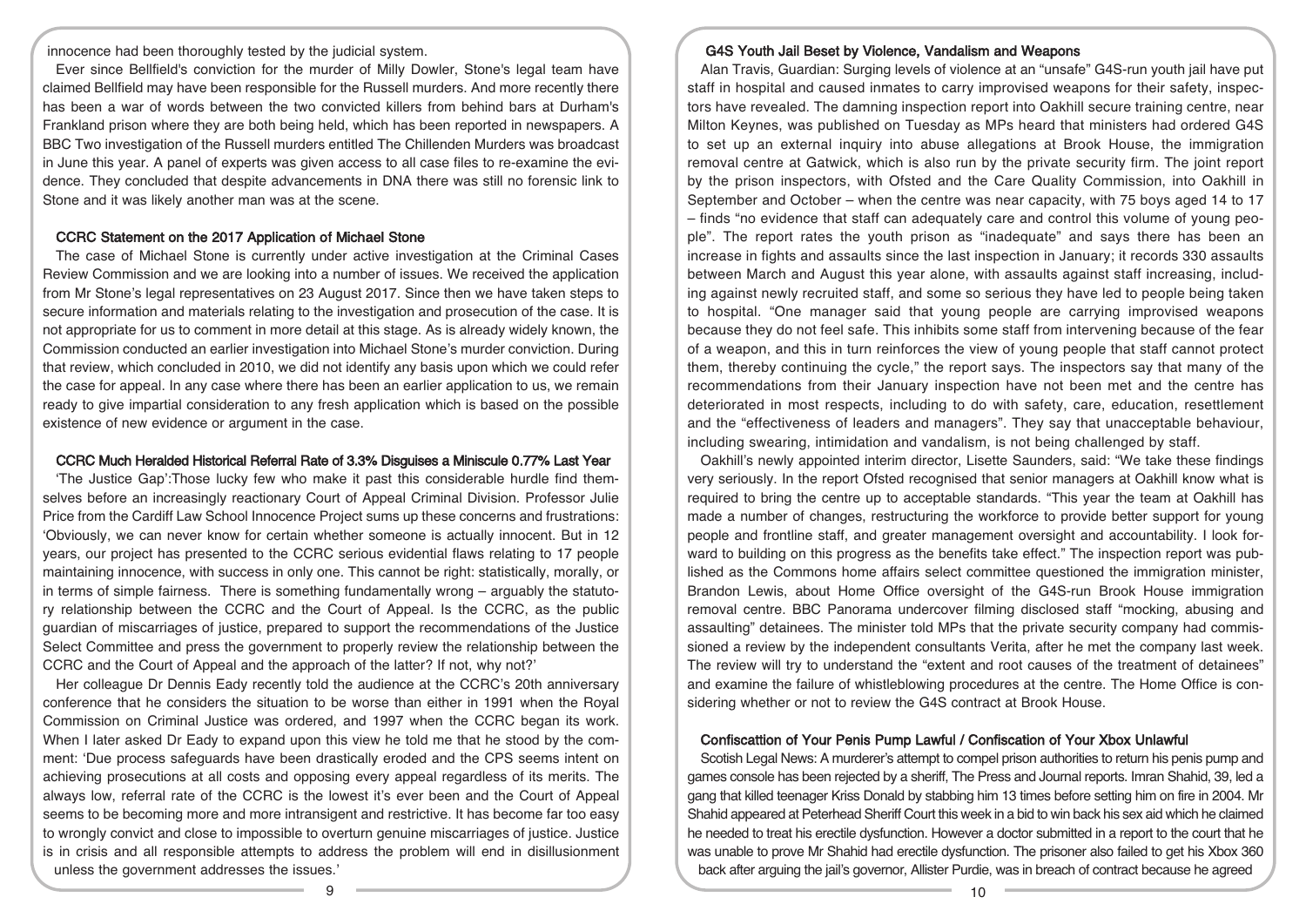innocence had been thoroughly tested by the judicial system.

Ever since Bellfield's conviction for the murder of Milly Dowler, Stone's legal team have claimed Bellfield may have been responsible for the Russell murders. And more recently there has been a war of words between the two convicted killers from behind bars at Durham's Frankland prison where they are both being held, which has been reported in newspapers. A BBC Two investigation of the Russell murders entitled The Chillenden Murders was broadcast in June this year. A panel of experts was given access to all case files to re-examine the evidence. They concluded that despite advancements in DNA there was still no forensic link to Stone and it was likely another man was at the scene.

### CCRC Statement on the 2017 Application of Michael Stone

The case of Michael Stone is currently under active investigation at the Criminal Cases Review Commission and we are looking into a number of issues. We received the application from Mr Stone's legal representatives on 23 August 2017. Since then we have taken steps to secure information and materials relating to the investigation and prosecution of the case. It is not appropriate for us to comment in more detail at this stage. As is already widely known, the Commission conducted an earlier investigation into Michael Stone's murder conviction. During that review, which concluded in 2010, we did not identify any basis upon which we could refer the case for appeal. In any case where there has been an earlier application to us, we remain ready to give impartial consideration to any fresh application which is based on the possible existence of new evidence or argument in the case.

### CCRC Much Heralded Historical Referral Rate of 3.3% Disguises a Miniscule 0.77% Last Year

'The Justice Gap':Those lucky few who make it past this considerable hurdle find themselves before an increasingly reactionary Court of Appeal Criminal Division. Professor Julie Price from the Cardiff Law School Innocence Project sums up these concerns and frustrations: 'Obviously, we can never know for certain whether someone is actually innocent. But in 12 years, our project has presented to the CCRC serious evidential flaws relating to 17 people maintaining innocence, with success in only one. This cannot be right: statistically, morally, or in terms of simple fairness. There is something fundamentally wrong – arguably the statutory relationship between the CCRC and the Court of Appeal. Is the CCRC, as the public guardian of miscarriages of justice, prepared to support the recommendations of the Justice Select Committee and press the government to properly review the relationship between the CCRC and the Court of Appeal and the approach of the latter? If not, why not?'

Her colleague Dr Dennis Eady recently told the audience at the CCRC's 20th anniversary conference that he considers the situation to be worse than either in 1991 when the Royal Commission on Criminal Justice was ordered, and 1997 when the CCRC began its work. When I later asked Dr Eady to expand upon this view he told me that he stood by the comment: 'Due process safeguards have been drastically eroded and the CPS seems intent on achieving prosecutions at all costs and opposing every appeal regardless of its merits. The always low, referral rate of the CCRC is the lowest it's ever been and the Court of Appeal seems to be becoming more and more intransigent and restrictive. It has become far too easy to wrongly convict and close to impossible to overturn genuine miscarriages of justice. Justice is in crisis and all responsible attempts to address the problem will end in disillusionment unless the government addresses the issues.'

### G4S Youth Jail Beset by Violence, Vandalism and Weapons

Alan Travis, Guardian: Surging levels of violence at an "unsafe" G4S-run youth jail have put staff in hospital and caused inmates to carry improvised weapons for their safety, inspectors have revealed. The damning inspection report into Oakhill secure training centre, near Milton Keynes, was published on Tuesday as MPs heard that ministers had ordered G4S to set up an external inquiry into abuse allegations at Brook House, the immigration removal centre at Gatwick, which is also run by the private security firm. The joint report by the prison inspectors, with Ofsted and the Care Quality Commission, into Oakhill in September and October – when the centre was near capacity, with 75 boys aged 14 to 17 – finds "no evidence that staff can adequately care and control this volume of young people". The report rates the youth prison as "inadequate" and says there has been an increase in fights and assaults since the last inspection in January; it records 330 assaults between March and August this year alone, with assaults against staff increasing, including against newly recruited staff, and some so serious they have led to people being taken to hospital. "One manager said that young people are carrying improvised weapons because they do not feel safe. This inhibits some staff from intervening because of the fear of a weapon, and this in turn reinforces the view of young people that staff cannot protect them, thereby continuing the cycle," the report says. The inspectors say that many of the recommendations from their January inspection have not been met and the centre has deteriorated in most respects, including to do with safety, care, education, resettlement and the "effectiveness of leaders and managers". They say that unacceptable behaviour, including swearing, intimidation and vandalism, is not being challenged by staff.

Oakhill's newly appointed interim director, Lisette Saunders, said: "We take these findings very seriously. In the report Ofsted recognised that senior managers at Oakhill know what is required to bring the centre up to acceptable standards. "This year the team at Oakhill has made a number of changes, restructuring the workforce to provide better support for young people and frontline staff, and greater management oversight and accountability. I look forward to building on this progress as the benefits take effect." The inspection report was published as the Commons home affairs select committee questioned the immigration minister, Brandon Lewis, about Home Office oversight of the G4S-run Brook House immigration removal centre. BBC Panorama undercover filming disclosed staff "mocking, abusing and assaulting" detainees. The minister told MPs that the private security company had commissioned a review by the independent consultants Verita, after he met the company last week. The review will try to understand the "extent and root causes of the treatment of detainees" and examine the failure of whistleblowing procedures at the centre. The Home Office is considering whether or not to review the G4S contract at Brook House.

### Confiscattion of Your Penis Pump Lawful / Confiscation of Your Xbox Unlawful

Scotish Legal News: A murderer's attempt to compel prison authorities to return his penis pump and games console has been rejected by a sheriff, The Press and Journal reports. Imran Shahid, 39, led a gang that killed teenager Kriss Donald by stabbing him 13 times before setting him on fire in 2004. Mr Shahid appeared at Peterhead Sheriff Court this week in a bid to win back his sex aid which he claimed he needed to treat his erectile dysfunction. However a doctor submitted in a report to the court that he was unable to prove Mr Shahid had erectile dysfunction. The prisoner also failed to get his Xbox 360 back after arguing the jail's governor, Allister Purdie, was in breach of contract because he agreed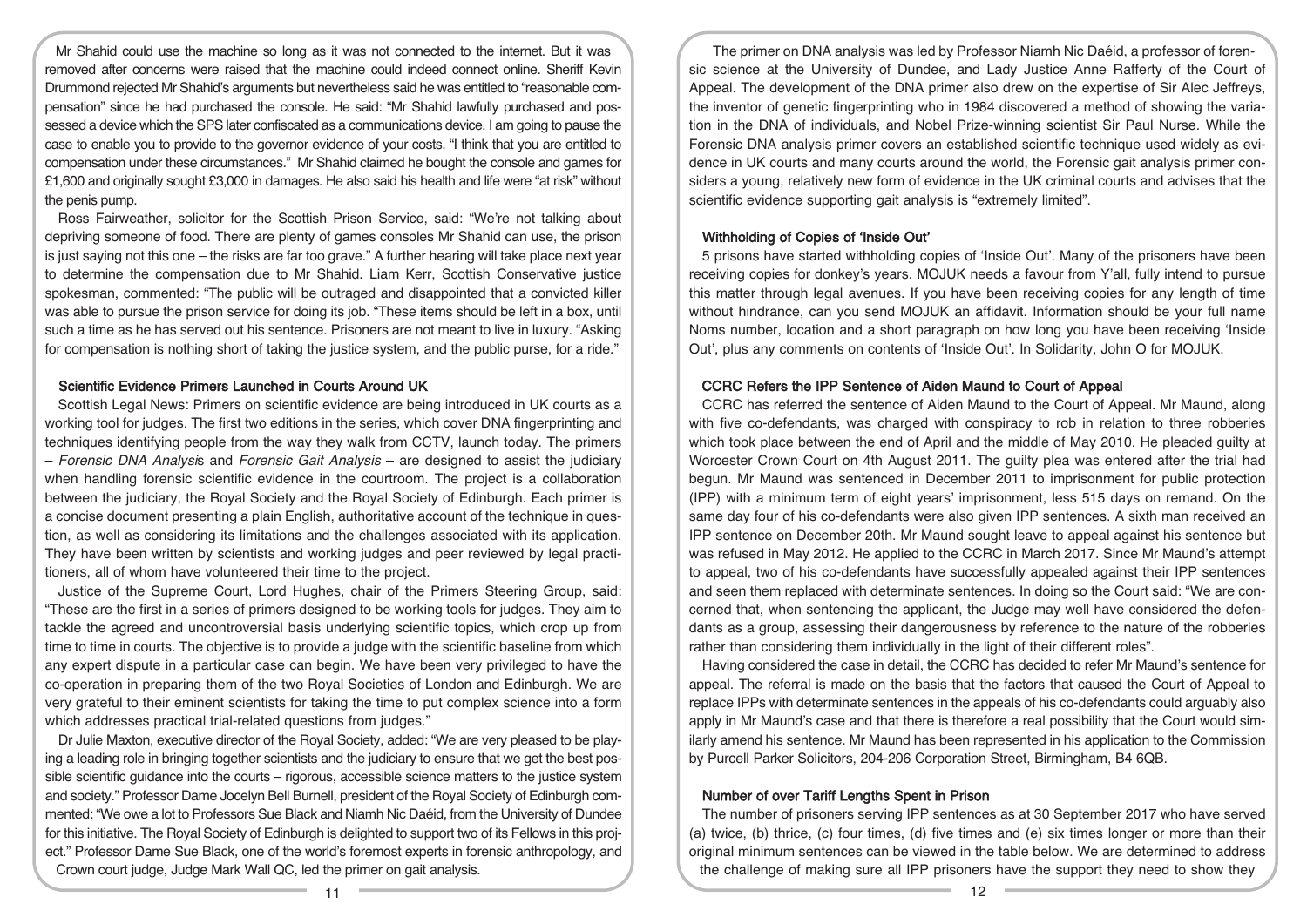Mr Shahid could use the machine so long as it was not connected to the internet. But it was removed after concerns were raised that the machine could indeed connect online. Sheriff Kevin Drummond rejected Mr Shahid's arguments but nevertheless said he was entitled to "reasonable compensation" since he had purchased the console. He said: "Mr Shahid lawfully purchased and possessed a device which the SPS later confiscated as a communications device. I am going to pause the case to enable you to provide to the governor evidence of your costs. "I think that you are entitled to compensation under these circumstances." Mr Shahid claimed he bought the console and games for £1,600 and originally sought £3,000 in damages. He also said his health and life were "at risk" without the penis pump.

Ross Fairweather, solicitor for the Scottish Prison Service, said: "We're not talking about depriving someone of food. There are plenty of games consoles Mr Shahid can use, the prison is just saying not this one – the risks are far too grave." A further hearing will take place next year to determine the compensation due to Mr Shahid. Liam Kerr, Scottish Conservative justice spokesman, commented: "The public will be outraged and disappointed that a convicted killer was able to pursue the prison service for doing its job. "These items should be left in a box, until such a time as he has served out his sentence. Prisoners are not meant to live in luxury. "Asking for compensation is nothing short of taking the justice system, and the public purse, for a ride."

### Scientific Evidence Primers Launched in Courts Around UK

Scottish Legal News: Primers on scientific evidence are being introduced in UK courts as a working tool for judges. The first two editions in the series, which cover DNA fingerprinting and techniques identifying people from the way they walk from CCTV, launch today. The primers – *Forensic DNA Analysis* and *Forensic Gait Analysis* – are designed to assist the judiciary when handling forensic scientific evidence in the courtroom. The project is a collaboration between the judiciary, the Royal Society and the Royal Society of Edinburgh. Each primer is a concise document presenting a plain English, authoritative account of the technique in question, as well as considering its limitations and the challenges associated with its application. They have been written by scientists and working judges and peer reviewed by legal practitioners, all of whom have volunteered their time to the project.

Justice of the Supreme Court, Lord Hughes, chair of the Primers Steering Group, said: "These are the first in a series of primers designed to be working tools for judges. They aim to tackle the agreed and uncontroversial basis underlying scientific topics, which crop up from time to time in courts. The objective is to provide a judge with the scientific baseline from which any expert dispute in a particular case can begin. We have been very privileged to have the co-operation in preparing them of the two Royal Societies of London and Edinburgh. We are very grateful to their eminent scientists for taking the time to put complex science into a form which addresses practical trial-related questions from judges."

Dr Julie Maxton, executive director of the Royal Society, added: "We are very pleased to be playing a leading role in bringing together scientists and the judiciary to ensure that we get the best possible scientific guidance into the courts – rigorous, accessible science matters to the justice system and society." Professor Dame Jocelyn Bell Burnell, president of the Royal Society of Edinburgh commented: "We owe a lot to Professors Sue Black and Niamh Nic Daéid, from the University of Dundee for this initiative. The Royal Society of Edinburgh is delighted to support two of its Fellows in this project." Professor Dame Sue Black, one of the world's foremost experts in forensic anthropology, and Crown court judge, Judge Mark Wall QC, led the primer on gait analysis.

The primer on DNA analysis was led by Professor Niamh Nic Daéid, a professor of forensic science at the University of Dundee, and Lady Justice Anne Rafferty of the Court of Appeal. The development of the DNA primer also drew on the expertise of Sir Alec Jeffreys, the inventor of genetic fingerprinting who in 1984 discovered a method of showing the variation in the DNA of individuals, and Nobel Prize-winning scientist Sir Paul Nurse. While the Forensic DNA analysis primer covers an established scientific technique used widely as evidence in UK courts and many courts around the world, the Forensic gait analysis primer considers a young, relatively new form of evidence in the UK criminal courts and advises that the scientific evidence supporting gait analysis is "extremely limited".

### Withholding of Copies of 'Inside Out'

5 prisons have started withholding copies of 'Inside Out'. Many of the prisoners have been receiving copies for donkey's years. MOJUK needs a favour from Y'all, fully intend to pursue this matter through legal avenues. If you have been receiving copies for any length of time without hindrance, can you send MOJUK an affidavit. Information should be your full name Noms number, location and a short paragraph on how long you have been receiving 'Inside Out', plus any comments on contents of 'Inside Out'. In Solidarity, John O for MOJUK.

### CCRC Refers the IPP Sentence of Aiden Maund to Court of Appeal

CCRC has referred the sentence of Aiden Maund to the Court of Appeal. Mr Maund, along with five co-defendants, was charged with conspiracy to rob in relation to three robberies which took place between the end of April and the middle of May 2010. He pleaded guilty at Worcester Crown Court on 4th August 2011. The guilty plea was entered after the trial had begun. Mr Maund was sentenced in December 2011 to imprisonment for public protection (IPP) with a minimum term of eight years' imprisonment, less 515 days on remand. On the same day four of his co-defendants were also given IPP sentences. A sixth man received an IPP sentence on December 20th. Mr Maund sought leave to appeal against his sentence but was refused in May 2012. He applied to the CCRC in March 2017. Since Mr Maund's attempt to appeal, two of his co-defendants have successfully appealed against their IPP sentences and seen them replaced with determinate sentences. In doing so the Court said: "We are concerned that, when sentencing the applicant, the Judge may well have considered the defendants as a group, assessing their dangerousness by reference to the nature of the robberies rather than considering them individually in the light of their different roles".

Having considered the case in detail, the CCRC has decided to refer Mr Maund's sentence for appeal. The referral is made on the basis that the factors that caused the Court of Appeal to replace IPPs with determinate sentences in the appeals of his co-defendants could arguably also apply in Mr Maund's case and that there is therefore a real possibility that the Court would similarly amend his sentence. Mr Maund has been represented in his application to the Commission by Purcell Parker Solicitors, 204-206 Corporation Street, Birmingham, B4 6QB.

### Number of over Tariff Lengths Spent in Prison

The number of prisoners serving IPP sentences as at 30 September 2017 who have served (a) twice, (b) thrice, (c) four times, (d) five times and (e) six times longer or more than their original minimum sentences can be viewed in the table below. We are determined to address the challenge of making sure all IPP prisoners have the support they need to show they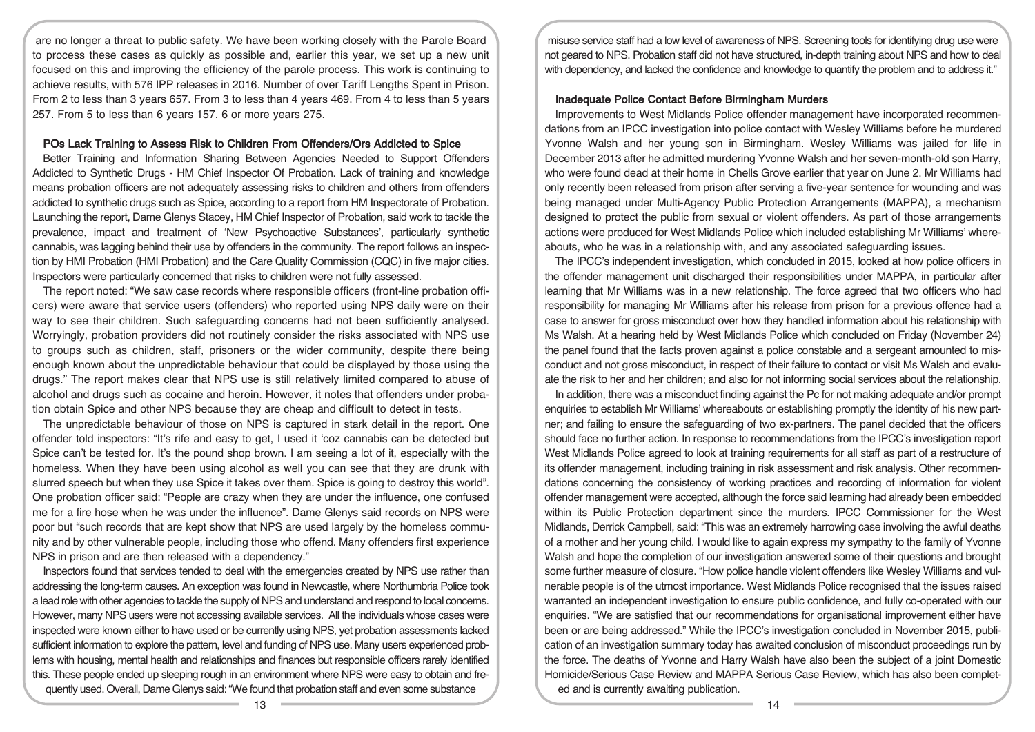are no longer a threat to public safety. We have been working closely with the Parole Board to process these cases as quickly as possible and, earlier this year, we set up a new unit focused on this and improving the efficiency of the parole process. This work is continuing to achieve results, with 576 IPP releases in 2016. Number of over Tariff Lengths Spent in Prison. From 2 to less than 3 years 657. From 3 to less than 4 years 469. From 4 to less than 5 years 257. From 5 to less than 6 years 157. 6 or more years 275.

### POs Lack Training to Assess Risk to Children From Offenders/Ors Addicted to Spice

Better Training and Information Sharing Between Agencies Needed to Support Offenders Addicted to Synthetic Drugs - HM Chief Inspector Of Probation. Lack of training and knowledge means probation officers are not adequately assessing risks to children and others from offenders addicted to synthetic drugs such as Spice, according to a report from HM Inspectorate of Probation. Launching the report, Dame Glenys Stacey, HM Chief Inspector of Probation, said work to tackle the prevalence, impact and treatment of 'New Psychoactive Substances', particularly synthetic cannabis, was lagging behind their use by offenders in the community. The report follows an inspection by HMI Probation (HMI Probation) and the Care Quality Commission (CQC) in five major cities. Inspectors were particularly concerned that risks to children were not fully assessed.

The report noted: "We saw case records where responsible officers (front-line probation officers) were aware that service users (offenders) who reported using NPS daily were on their way to see their children. Such safeguarding concerns had not been sufficiently analysed. Worryingly, probation providers did not routinely consider the risks associated with NPS use to groups such as children, staff, prisoners or the wider community, despite there being enough known about the unpredictable behaviour that could be displayed by those using the drugs." The report makes clear that NPS use is still relatively limited compared to abuse of alcohol and drugs such as cocaine and heroin. However, it notes that offenders under probation obtain Spice and other NPS because they are cheap and difficult to detect in tests.

The unpredictable behaviour of those on NPS is captured in stark detail in the report. One offender told inspectors: "It's rife and easy to get, I used it 'coz cannabis can be detected but Spice can't be tested for. It's the pound shop brown. I am seeing a lot of it, especially with the homeless. When they have been using alcohol as well you can see that they are drunk with slurred speech but when they use Spice it takes over them. Spice is going to destroy this world". One probation officer said: "People are crazy when they are under the influence, one confused me for a fire hose when he was under the influence". Dame Glenys said records on NPS were poor but "such records that are kept show that NPS are used largely by the homeless community and by other vulnerable people, including those who offend. Many offenders first experience NPS in prison and are then released with a dependency."

Inspectors found that services tended to deal with the emergencies created by NPS use rather than addressing the long-term causes. An exception was found in Newcastle, where Northumbria Police took a lead role with other agencies to tackle the supply of NPS and understand and respond to local concerns. However, many NPS users were not accessing available services. All the individuals whose cases were inspected were known either to have used or be currently using NPS, yet probation assessments lacked sufficient information to explore the pattern, level and funding of NPS use. Many users experienced problems with housing, mental health and relationships and finances but responsible officers rarely identified this. These people ended up sleeping rough in an environment where NPS were easy to obtain and frequently used. Overall, Dame Glenys said: "We found that probation staff and even some substance misuse service staff had a low level of awareness of NPS. Screening tools for identifying drug use were not geared to NPS. Probation staff did not have structured, in-depth training about NPS and how to deal with dependency, and lacked the confidence and knowledge to quantify the problem and to address it."

### Inadequate Police Contact Before Birmingham Murders

Improvements to West Midlands Police offender management have incorporated recommendations from an IPCC investigation into police contact with Wesley Williams before he murdered Yvonne Walsh and her young son in Birmingham. Wesley Williams was jailed for life in December 2013 after he admitted murdering Yvonne Walsh and her seven-month-old son Harry, who were found dead at their home in Chells Grove earlier that year on June 2. Mr Williams had only recently been released from prison after serving a five-year sentence for wounding and was being managed under Multi-Agency Public Protection Arrangements (MAPPA), a mechanism designed to protect the public from sexual or violent offenders. As part of those arrangements actions were produced for West Midlands Police which included establishing Mr Williams' whereabouts, who he was in a relationship with, and any associated safeguarding issues.

The IPCC's independent investigation, which concluded in 2015, looked at how police officers in the offender management unit discharged their responsibilities under MAPPA, in particular after learning that Mr Williams was in a new relationship. The force agreed that two officers who had responsibility for managing Mr Williams after his release from prison for a previous offence had a case to answer for gross misconduct over how they handled information about his relationship with Ms Walsh. At a hearing held by West Midlands Police which concluded on Friday (November 24) the panel found that the facts proven against a police constable and a sergeant amounted to misconduct and not gross misconduct, in respect of their failure to contact or visit Ms Walsh and evaluate the risk to her and her children; and also for not informing social services about the relationship.

In addition, there was a misconduct finding against the Pc for not making adequate and/or prompt enquiries to establish Mr Williams' whereabouts or establish promptly the identity of his new partner; and failing to ensure the safeguarding of two ex-partners. The panel decided that the officers should face no further action. In response to recommendations from the IPCC's investigation report West Midlands Police agreed to look at training requirements for all staff as part of a restructure of its offender management, including training in risk assessment and risk analysis. Other recommendations concerning the consistency of working practices and recording of information for violent offender management were accepted, although the force said learning had already been embedded within its Public Protection department since the murders. IPCC Commissioner for the West Midlands, Derrick Campbell, said: "This was an extremely harrowing case involving the awful deaths of a mother and her young child. I would like to again express my sympathy to the family of Yvonne Walsh and hope the completion of our investigation answered some of their questions and brought some further measure of closure. "How police handle violent offenders like Wesley Williams and vulnerable people is of the utmost importance. West Midlands Police recognised that the issues raised warranted an independent investigation to ensure public confidence, and fully co-operated with our enquiries. "We are satisfied that our recommendations for organisational improvement either have been or are being addressed." While the IPCC's investigation concluded in November 2015, publication of an investigation summary today has awaited conclusion of misconduct proceedings run by the force. The deaths of Yvonne and Harry Walsh have also been the subject of a joint Domestic Homicide/Serious Case Review and MAPPA Serious Case Review, which has also been completed and is currently awaiting publication.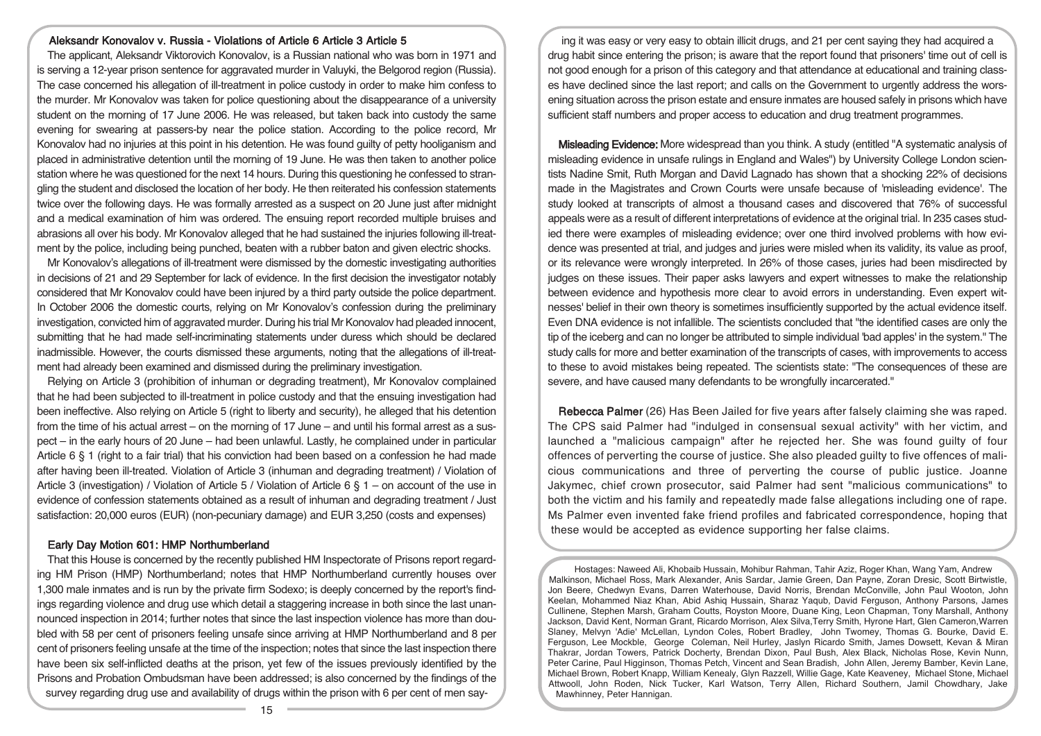### Aleksandr Konovalov v. Russia - Violations of Article 6 Article 3 Article 5

The applicant, Aleksandr Viktorovich Konovalov, is a Russian national who was born in 1971 and is serving a 12-year prison sentence for aggravated murder in Valuyki, the Belgorod region (Russia). The case concerned his allegation of ill-treatment in police custody in order to make him confess to the murder. Mr Konovalov was taken for police questioning about the disappearance of a university student on the morning of 17 June 2006. He was released, but taken back into custody the same evening for swearing at passers-by near the police station. According to the police record, Mr Konovalov had no injuries at this point in his detention. He was found guilty of petty hooliganism and placed in administrative detention until the morning of 19 June. He was then taken to another police station where he was questioned for the next 14 hours. During this questioning he confessed to strangling the student and disclosed the location of her body. He then reiterated his confession statements twice over the following days. He was formally arrested as a suspect on 20 June just after midnight and a medical examination of him was ordered. The ensuing report recorded multiple bruises and abrasions all over his body. Mr Konovalov alleged that he had sustained the injuries following ill-treatment by the police, including being punched, beaten with a rubber baton and given electric shocks.

Mr Konovalov's allegations of ill-treatment were dismissed by the domestic investigating authorities in decisions of 21 and 29 September for lack of evidence. In the first decision the investigator notably considered that Mr Konovalov could have been injured by a third party outside the police department. In October 2006 the domestic courts, relying on Mr Konovalov's confession during the preliminary investigation, convicted him of aggravated murder. During his trial Mr Konovalov had pleaded innocent, submitting that he had made self-incriminating statements under duress which should be declared inadmissible. However, the courts dismissed these arguments, noting that the allegations of ill-treatment had already been examined and dismissed during the preliminary investigation.

Relying on Article 3 (prohibition of inhuman or degrading treatment), Mr Konovalov complained that he had been subjected to ill-treatment in police custody and that the ensuing investigation had been ineffective. Also relying on Article 5 (right to liberty and security), he alleged that his detention from the time of his actual arrest – on the morning of 17 June – and until his formal arrest as a suspect – in the early hours of 20 June – had been unlawful. Lastly, he complained under in particular Article 6 § 1 (right to a fair trial) that his conviction had been based on a confession he had made after having been ill-treated. Violation of Article 3 (inhuman and degrading treatment) / Violation of Article 3 (investigation) / Violation of Article 5 / Violation of Article 6 § 1 – on account of the use in evidence of confession statements obtained as a result of inhuman and degrading treatment / Just satisfaction: 20,000 euros (EUR) (non-pecuniary damage) and EUR 3,250 (costs and expenses)

### Early Day Motion 601: HMP Northumberland

That this House is concerned by the recently published HM Inspectorate of Prisons report regarding HM Prison (HMP) Northumberland; notes that HMP Northumberland currently houses over 1,300 male inmates and is run by the private firm Sodexo; is deeply concerned by the report's findings regarding violence and drug use which detail a staggering increase in both since the last unannounced inspection in 2014; further notes that since the last inspection violence has more than doubled with 58 per cent of prisoners feeling unsafe since arriving at HMP Northumberland and 8 per cent of prisoners feeling unsafe at the time of the inspection; notes that since the last inspection there have been six self-inflicted deaths at the prison, yet few of the issues previously identified by the Prisons and Probation Ombudsman have been addressed; is also concerned by the findings of the survey regarding drug use and availability of drugs within the prison with 6 per cent of men saying it was easy or very easy to obtain illicit drugs, and 21 per cent saying they had acquired a drug habit since entering the prison; is aware that the report found that prisoners' time out of cell is not good enough for a prison of this category and that attendance at educational and training classes have declined since the last report; and calls on the Government to urgently address the worsening situation across the prison estate and ensure inmates are housed safely in prisons which have sufficient staff numbers and proper access to education and drug treatment programmes.

**Misleading Evidence:** More widespread than you think. A study (entitled "A systematic analysis of misleading evidence in unsafe rulings in England and Wales") by University College London scientists Nadine Smit, Ruth Morgan and David Lagnado has shown that a shocking 22% of decisions made in the Magistrates and Crown Courts were unsafe because of 'misleading evidence'. The study looked at transcripts of almost a thousand cases and discovered that 76% of successful appeals were as a result of different interpretations of evidence at the original trial. In 235 cases studied there were examples of misleading evidence; over one third involved problems with how evidence was presented at trial, and judges and juries were misled when its validity, its value as proof, or its relevance were wrongly interpreted. In 26% of those cases, juries had been misdirected by judges on these issues. Their paper asks lawyers and expert witnesses to make the relationship between evidence and hypothesis more clear to avoid errors in understanding. Even expert witnesses' belief in their own theory is sometimes insufficiently supported by the actual evidence itself. Even DNA evidence is not infallible. The scientists concluded that "the identified cases are only the tip of the iceberg and can no longer be attributed to simple individual 'bad apples' in the system." The study calls for more and better examination of the transcripts of cases, with improvements to access to these to avoid mistakes being repeated. The scientists state: "The consequences of these are severe, and have caused many defendants to be wrongfully incarcerated."

**Rebecca Palmer** (26) Has Been Jailed for five years after falsely claiming she was raped. The CPS said Palmer had "indulged in consensual sexual activity" with her victim, and launched a "malicious campaign" after he rejected her. She was found guilty of four offences of perverting the course of justice. She also pleaded guilty to five offences of malicious communications and three of perverting the course of public justice. Joanne Jakymec, chief crown prosecutor, said Palmer had sent "malicious communications" to both the victim and his family and repeatedly made false allegations including one of rape. Ms Palmer even invented fake friend profiles and fabricated correspondence, hoping that these would be accepted as evidence supporting her false claims.

Hostages: Naweed Ali, Khobaib Hussain, Mohibur Rahman, Tahir Aziz, Roger Khan, Wang Yam, Andrew Malkinson, Michael Ross, Mark Alexander, Anis Sardar, Jamie Green, Dan Payne, Zoran Dresic, Scott Birtwistle, Jon Beere, Chedwyn Evans, Darren Waterhouse, David Norris, Brendan McConville, John Paul Wooton, John Keelan, Mohammed Niaz Khan, Abid Ashiq Hussain, Sharaz Yaqub, David Ferguson, Anthony Parsons, James Cullinene, Stephen Marsh, Graham Coutts, Royston Moore, Duane King, Leon Chapman, Tony Marshall, Anthony Jackson, David Kent, Norman Grant, Ricardo Morrison, Alex Silva,Terry Smith, Hyrone Hart, Glen Cameron,Warren Slaney, Melvyn 'Adie' McLellan, Lyndon Coles, Robert Bradley, John Twomey, Thomas G. Bourke, David E. Ferguson, Lee Mockble, George Coleman, Neil Hurley, Jaslyn Ricardo Smith, James Dowsett, Kevan & Miran Thakrar, Jordan Towers, Patrick Docherty, Brendan Dixon, Paul Bush, Alex Black, Nicholas Rose, Kevin Nunn, Peter Carine, Paul Higginson, Thomas Petch, Vincent and Sean Bradish, John Allen, Jeremy Bamber, Kevin Lane, Michael Brown, Robert Knapp, William Kenealy, Glyn Razzell, Willie Gage, Kate Keaveney, Michael Stone, Michael Attwooll, John Roden, Nick Tucker, Karl Watson, Terry Allen, Richard Southern, Jamil Chowdhary, Jake Mawhinney, Peter Hannigan.